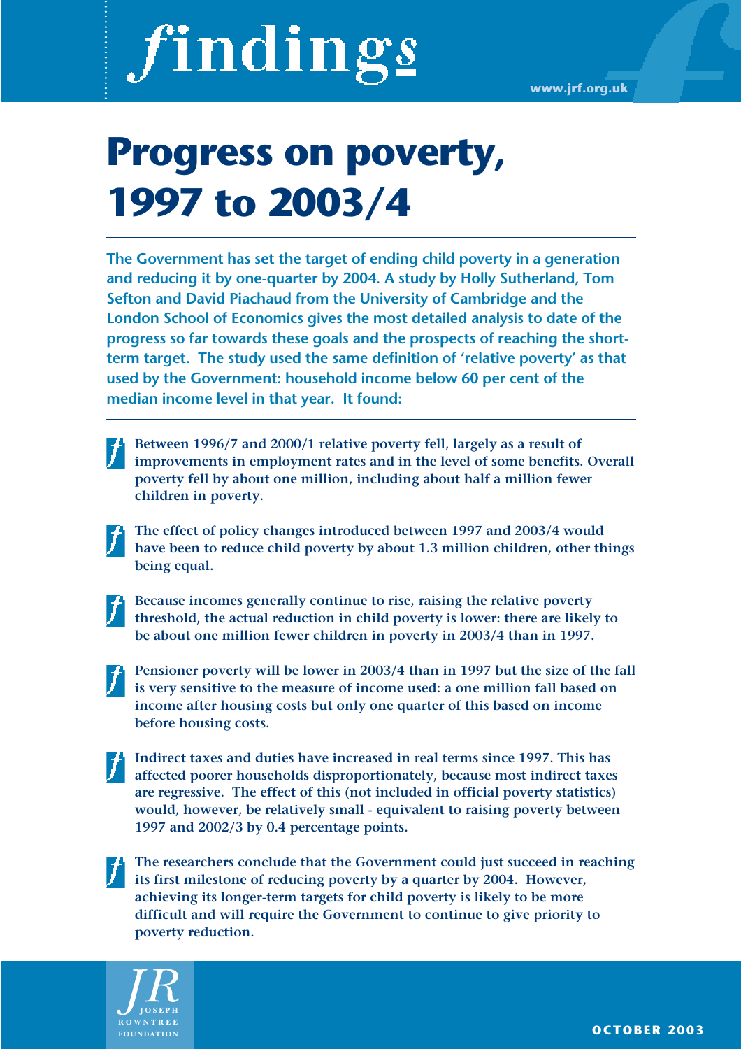# findings

www.jrf.org.uk

# Progress on poverty, 1997 to 2003/4

**The Government has set the target of ending child poverty in a generation and reducing it by one-quarter by 2004. A study by Holly Sutherland, Tom Sefton and David Piachaud from the University of Cambridge and the London School of Economics gives the most detailed analysis to date of the progress so far towards these goals and the prospects of reaching the short-term target. The study used the same definition of 'relative poverty' as that used by the Government: household income below 60 per cent of the median income level in that year. It found:**

- **Between 1996/7 and 2000/1 relative poverty fell, largely as a result of improvements in employment rates and in the level of some benefits. Overall poverty fell by about one million, including about half a million fewer children in poverty.**
- **The effect of policy changes introduced between 1997 and 2003/4 would have been to reduce child poverty by about 1.3 million children, other things being equal.**
- **Because incomes generally continue to rise, raising the relative poverty threshold, the actual reduction in child poverty is lower: there are likely to be about one million fewer children in poverty in 2003/4 than in 1997.**
- **Pensioner poverty will be lower in 2003/4 than in 1997 but the size of the fall is very sensitive to the measure of income used: a one million fall based on income after housing costs but only one quarter of this based on income before housing costs.**
- **Indirect taxes and duties have increased in real terms since 1997. This has affected poorer households disproportionately, because most indirect taxes are regressive. The effect of this (not included in official poverty statistics) would, however, be relatively small - equivalent to raising poverty between 1997 and 2002/3 by 0.4 percentage points.**
- **The researchers conclude that the Government could just succeed in reaching its first milestone of reducing poverty by a quarter by 2004. However, achieving its longer-term targets for child poverty is likely to be more difficult and will require the Government to continue to give priority to poverty reduction.**

JOSEPH ROWNTREE FOUNDATION

OCTOBER 2003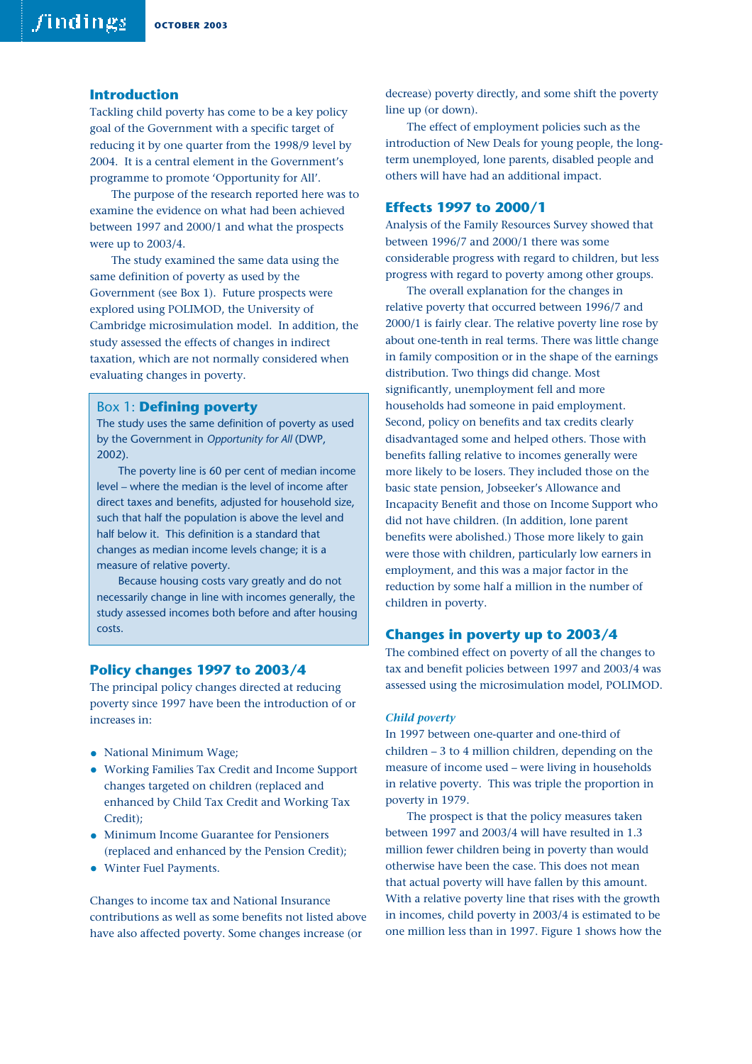## Introduction

Tackling child poverty has come to be a key policy goal of the Government with a specific target of reducing it by one quarter from the 1998/9 level by 2004. It is a central element in the Government's programme to promote 'Opportunity for All'.

The purpose of the research reported here was to examine the evidence on what had been achieved between 1997 and 2000/1 and what the prospects were up to 2003/4.

The study examined the same data using the same definition of poverty as used by the Government (see Box 1). Future prospects were explored using POLIMOD, the University of Cambridge microsimulation model. In addition, the study assessed the effects of changes in indirect taxation, which are not normally considered when evaluating changes in poverty.

> **Box 1: Defining poverty**
>
> The study uses the same definition of poverty as used by the Government in *Opportunity for All* (DWP, 2002).
>
> The poverty line is 60 per cent of median income level – where the median is the level of income after direct taxes and benefits, adjusted for household size, such that half the population is above the level and half below it. This definition is a standard that changes as median income levels change; it is a measure of relative poverty.
>
> Because housing costs vary greatly and do not necessarily change in line with incomes generally, the study assessed incomes both before and after housing costs.

## Policy changes 1997 to 2003/4

The principal policy changes directed at reducing poverty since 1997 have been the introduction of or increases in:

- National Minimum Wage;
- Working Families Tax Credit and Income Support changes targeted on children (replaced and enhanced by Child Tax Credit and Working Tax Credit);
- Minimum Income Guarantee for Pensioners (replaced and enhanced by the Pension Credit);
- Winter Fuel Payments.

Changes to income tax and National Insurance contributions as well as some benefits not listed above have also affected poverty. Some changes increase (or decrease) poverty directly, and some shift the poverty line up (or down).

The effect of employment policies such as the introduction of New Deals for young people, the long-term unemployed, lone parents, disabled people and others will have had an additional impact.

## Effects 1997 to 2000/1

Analysis of the Family Resources Survey showed that between 1996/7 and 2000/1 there was some considerable progress with regard to children, but less progress with regard to poverty among other groups.

The overall explanation for the changes in relative poverty that occurred between 1996/7 and 2000/1 is fairly clear. The relative poverty line rose by about one-tenth in real terms. There was little change in family composition or in the shape of the earnings distribution. Two things did change. Most significantly, unemployment fell and more households had someone in paid employment. Second, policy on benefits and tax credits clearly disadvantaged some and helped others. Those with benefits falling relative to incomes generally were more likely to be losers. They included those on the basic state pension, Jobseeker's Allowance and Incapacity Benefit and those on Income Support who did not have children. (In addition, lone parent benefits were abolished.) Those more likely to gain were those with children, particularly low earners in employment, and this was a major factor in the reduction by some half a million in the number of children in poverty.

## Changes in poverty up to 2003/4

The combined effect on poverty of all the changes to tax and benefit policies between 1997 and 2003/4 was assessed using the microsimulation model, POLIMOD.

### *Child poverty*

In 1997 between one-quarter and one-third of children – 3 to 4 million children, depending on the measure of income used – were living in households in relative poverty. This was triple the proportion in poverty in 1979.

The prospect is that the policy measures taken between 1997 and 2003/4 will have resulted in 1.3 million fewer children being in poverty than would otherwise have been the case. This does not mean that actual poverty will have fallen by this amount. With a relative poverty line that rises with the growth in incomes, child poverty in 2003/4 is estimated to be one million less than in 1997. Figure 1 shows how the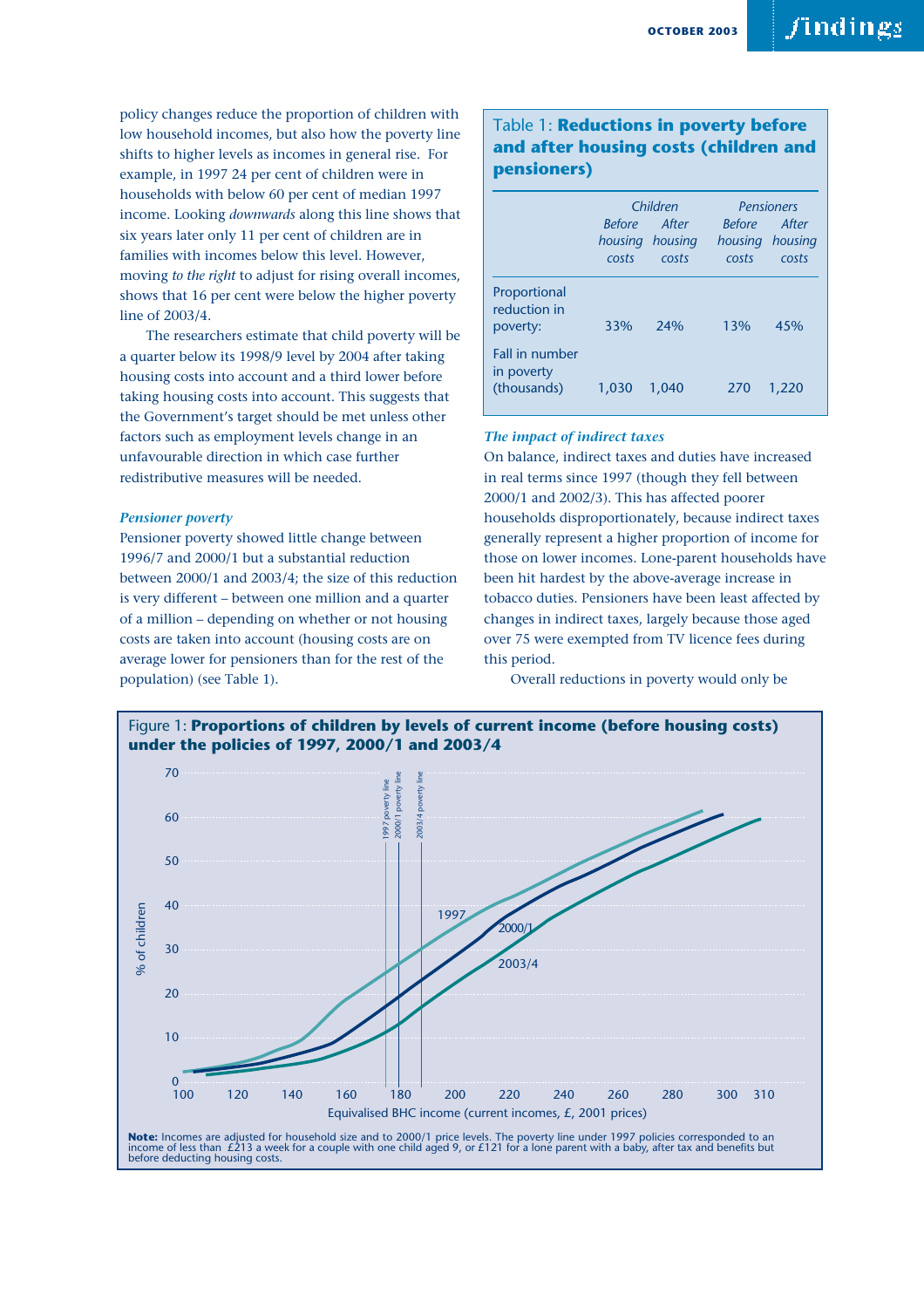policy changes reduce the proportion of children with low household incomes, but also how the poverty line shifts to higher levels as incomes in general rise. For example, in 1997 24 per cent of children were in households with below 60 per cent of median 1997 income. Looking *downwards* along this line shows that six years later only 11 per cent of children are in families with incomes below this level. However, moving *to the right* to adjust for rising overall incomes, shows that 16 per cent were below the higher poverty line of 2003/4.

The researchers estimate that child poverty will be a quarter below its 1998/9 level by 2004 after taking housing costs into account and a third lower before taking housing costs into account. This suggests that the Government's target should be met unless other factors such as employment levels change in an unfavourable direction in which case further redistributive measures will be needed.

### *Pensioner poverty*

Pensioner poverty showed little change between 1996/7 and 2000/1 but a substantial reduction between 2000/1 and 2003/4; the size of this reduction is very different – between one million and a quarter of a million – depending on whether or not housing costs are taken into account (housing costs are on average lower for pensioners than for the rest of the population) (see Table 1).

Table 1: **Reductions in poverty before and after housing costs (children and pensioners)**

| | *Children* | | *Pensioners* | |
|---|---|---|---|---|
| | *Before housing costs* | *After housing costs* | *Before housing costs* | *After housing costs* |
| Proportional reduction in poverty: | 33% | 24% | 13% | 45% |
| Fall in number in poverty (thousands) | 1,030 | 1,040 | 270 | 1,220 |

### *The impact of indirect taxes*

On balance, indirect taxes and duties have increased in real terms since 1997 (though they fell between 2000/1 and 2002/3). This has affected poorer households disproportionately, because indirect taxes generally represent a higher proportion of income for those on lower incomes. Lone-parent households have been hit hardest by the above-average increase in tobacco duties. Pensioners have been least affected by changes in indirect taxes, largely because those aged over 75 were exempted from TV licence fees during this period.

Overall reductions in poverty would only be

Figure 1: **Proportions of children by levels of current income (before housing costs) under the policies of 1997, 2000/1 and 2003/4**

**Note:** Incomes are adjusted for household size and to 2000/1 price levels. The poverty line under 1997 policies corresponded to an income of less than £213 a week for a couple with one child aged 9, or £121 for a lone parent with a baby, after tax and benefits but before deducting housing costs.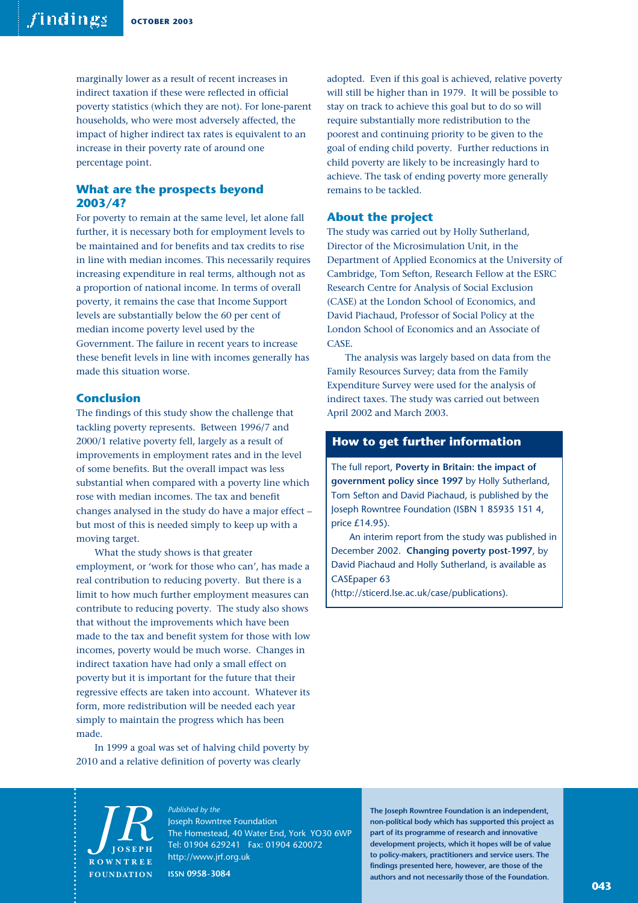marginally lower as a result of recent increases in indirect taxation if these were reflected in official poverty statistics (which they are not). For lone-parent households, who were most adversely affected, the impact of higher indirect tax rates is equivalent to an increase in their poverty rate of around one percentage point.

## What are the prospects beyond 2003/4?

For poverty to remain at the same level, let alone fall further, it is necessary both for employment levels to be maintained and for benefits and tax credits to rise in line with median incomes. This necessarily requires increasing expenditure in real terms, although not as a proportion of national income. In terms of overall poverty, it remains the case that Income Support levels are substantially below the 60 per cent of median income poverty level used by the Government. The failure in recent years to increase these benefit levels in line with incomes generally has made this situation worse.

## Conclusion

The findings of this study show the challenge that tackling poverty represents. Between 1996/7 and 2000/1 relative poverty fell, largely as a result of improvements in employment rates and in the level of some benefits. But the overall impact was less substantial when compared with a poverty line which rose with median incomes. The tax and benefit changes analysed in the study do have a major effect – but most of this is needed simply to keep up with a moving target.

What the study shows is that greater employment, or 'work for those who can', has made a real contribution to reducing poverty. But there is a limit to how much further employment measures can contribute to reducing poverty. The study also shows that without the improvements which have been made to the tax and benefit system for those with low incomes, poverty would be much worse. Changes in indirect taxation have had only a small effect on poverty but it is important for the future that their regressive effects are taken into account. Whatever its form, more redistribution will be needed each year simply to maintain the progress which has been made.

In 1999 a goal was set of halving child poverty by 2010 and a relative definition of poverty was clearly adopted. Even if this goal is achieved, relative poverty will still be higher than in 1979. It will be possible to stay on track to achieve this goal but to do so will require substantially more redistribution to the poorest and continuing priority to be given to the goal of ending child poverty. Further reductions in child poverty are likely to be increasingly hard to achieve. The task of ending poverty more generally remains to be tackled.

## About the project

The study was carried out by Holly Sutherland, Director of the Microsimulation Unit, in the Department of Applied Economics at the University of Cambridge, Tom Sefton, Research Fellow at the ESRC Research Centre for Analysis of Social Exclusion (CASE) at the London School of Economics, and David Piachaud, Professor of Social Policy at the London School of Economics and an Associate of CASE.

The analysis was largely based on data from the Family Resources Survey; data from the Family Expenditure Survey were used for the analysis of indirect taxes. The study was carried out between April 2002 and March 2003.

## How to get further information

The full report, **Poverty in Britain: the impact of government policy since 1997** by Holly Sutherland, Tom Sefton and David Piachaud, is published by the Joseph Rowntree Foundation (ISBN 1 85935 151 4, price £14.95).

An interim report from the study was published in December 2002. **Changing poverty post-1997**, by David Piachaud and Holly Sutherland, is available as CASEpaper 63 (http://sticerd.lse.ac.uk/case/publications).

*Published by the*
Joseph Rowntree Foundation
The Homestead, 40 Water End, York YO30 6WP
Tel: 01904 629241 Fax: 01904 620072
http://www.jrf.org.uk

**ISSN 0958-3084**

**The Joseph Rowntree Foundation is an independent, non-political body which has supported this project as part of its programme of research and innovative development projects, which it hopes will be of value to policy-makers, practitioners and service users. The findings presented here, however, are those of the authors and not necessarily those of the Foundation.**

**043**